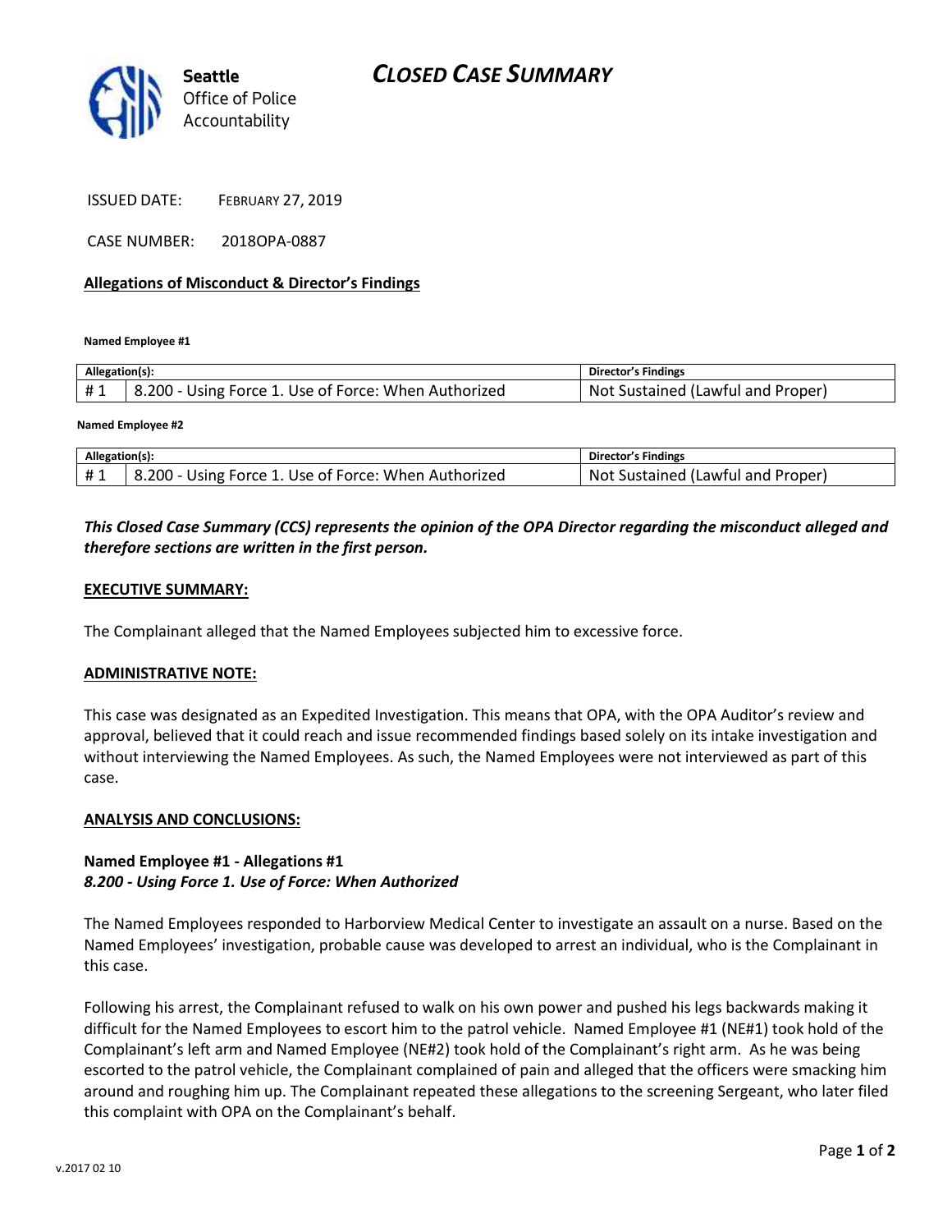Seattle Office of Police Accountability

# CLOSED CASE SUMMARY

ISSUED DATE: FEBRUARY 27, 2019

CASE NUMBER: 2018OPA-0887

## Allegations of Misconduct & Director's Findings

**Named Employee #1**

| Allegation(s): | | Director's Findings |
|---|---|---|
| # 1 | 8.200 - Using Force 1. Use of Force: When Authorized | Not Sustained (Lawful and Proper) |

**Named Employee #2**

| Allegation(s): | | Director's Findings |
|---|---|---|
| # 1 | 8.200 - Using Force 1. Use of Force: When Authorized | Not Sustained (Lawful and Proper) |

***This Closed Case Summary (CCS) represents the opinion of the OPA Director regarding the misconduct alleged and therefore sections are written in the first person.***

**EXECUTIVE SUMMARY:**

The Complainant alleged that the Named Employees subjected him to excessive force.

**ADMINISTRATIVE NOTE:**

This case was designated as an Expedited Investigation. This means that OPA, with the OPA Auditor's review and approval, believed that it could reach and issue recommended findings based solely on its intake investigation and without interviewing the Named Employees. As such, the Named Employees were not interviewed as part of this case.

**ANALYSIS AND CONCLUSIONS:**

**Named Employee #1 - Allegations #1**
***8.200 - Using Force 1. Use of Force: When Authorized***

The Named Employees responded to Harborview Medical Center to investigate an assault on a nurse. Based on the Named Employees' investigation, probable cause was developed to arrest an individual, who is the Complainant in this case.

Following his arrest, the Complainant refused to walk on his own power and pushed his legs backwards making it difficult for the Named Employees to escort him to the patrol vehicle. Named Employee #1 (NE#1) took hold of the Complainant's left arm and Named Employee (NE#2) took hold of the Complainant's right arm. As he was being escorted to the patrol vehicle, the Complainant complained of pain and alleged that the officers were smacking him around and roughing him up. The Complainant repeated these allegations to the screening Sergeant, who later filed this complaint with OPA on the Complainant's behalf.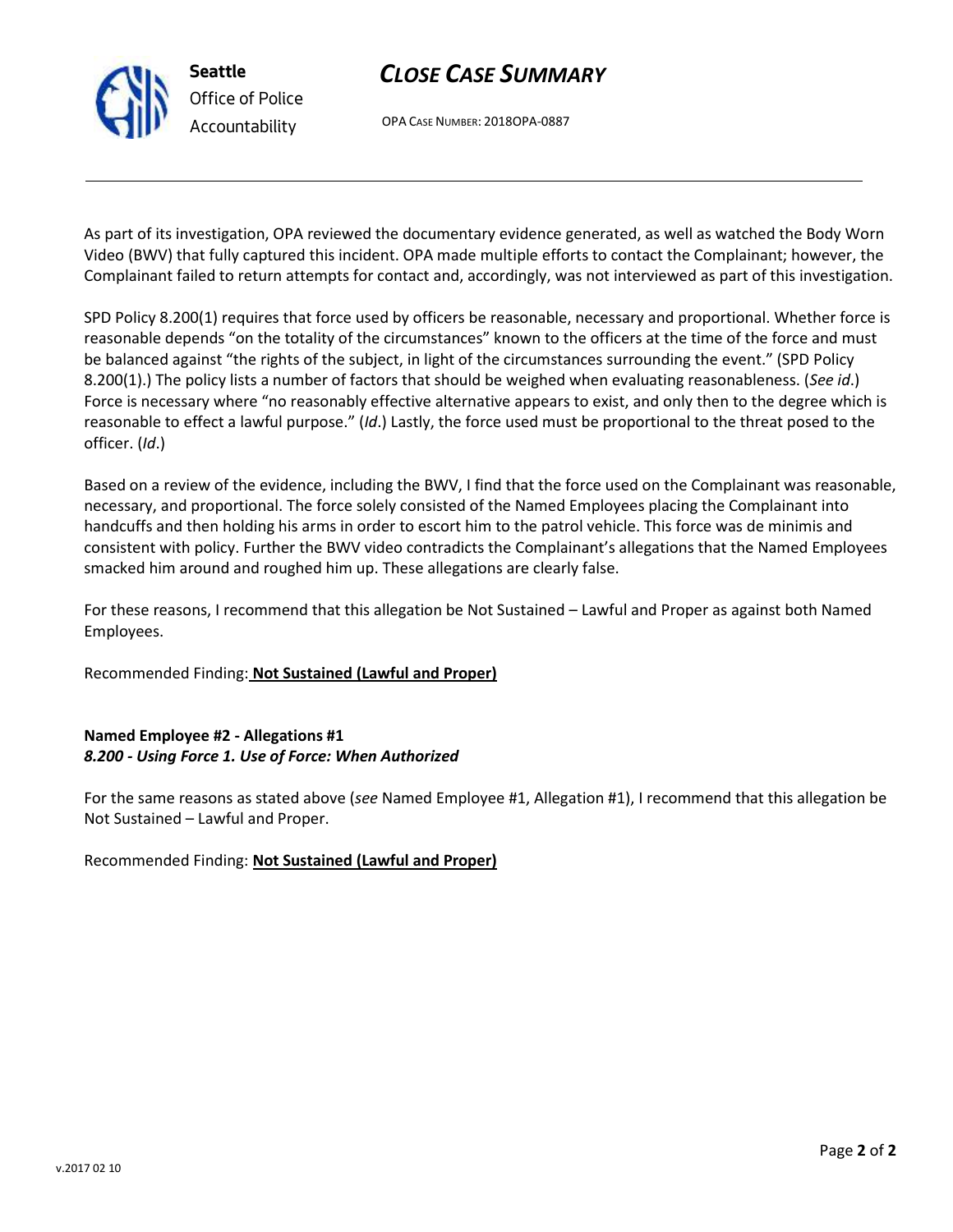As part of its investigation, OPA reviewed the documentary evidence generated, as well as watched the Body Worn Video (BWV) that fully captured this incident. OPA made multiple efforts to contact the Complainant; however, the Complainant failed to return attempts for contact and, accordingly, was not interviewed as part of this investigation.

SPD Policy 8.200(1) requires that force used by officers be reasonable, necessary and proportional. Whether force is reasonable depends "on the totality of the circumstances" known to the officers at the time of the force and must be balanced against "the rights of the subject, in light of the circumstances surrounding the event." (SPD Policy 8.200(1).) The policy lists a number of factors that should be weighed when evaluating reasonableness. (*See id*.) Force is necessary where "no reasonably effective alternative appears to exist, and only then to the degree which is reasonable to effect a lawful purpose." (*Id*.) Lastly, the force used must be proportional to the threat posed to the officer. (*Id*.)

Based on a review of the evidence, including the BWV, I find that the force used on the Complainant was reasonable, necessary, and proportional. The force solely consisted of the Named Employees placing the Complainant into handcuffs and then holding his arms in order to escort him to the patrol vehicle. This force was de minimis and consistent with policy. Further the BWV video contradicts the Complainant's allegations that the Named Employees smacked him around and roughed him up. These allegations are clearly false.

For these reasons, I recommend that this allegation be Not Sustained – Lawful and Proper as against both Named Employees.

Recommended Finding: **Not Sustained (Lawful and Proper)**

**Named Employee #2 - Allegations #1**
***8.200 - Using Force 1. Use of Force: When Authorized***

For the same reasons as stated above (*see* Named Employee #1, Allegation #1), I recommend that this allegation be Not Sustained – Lawful and Proper.

Recommended Finding: **Not Sustained (Lawful and Proper)**